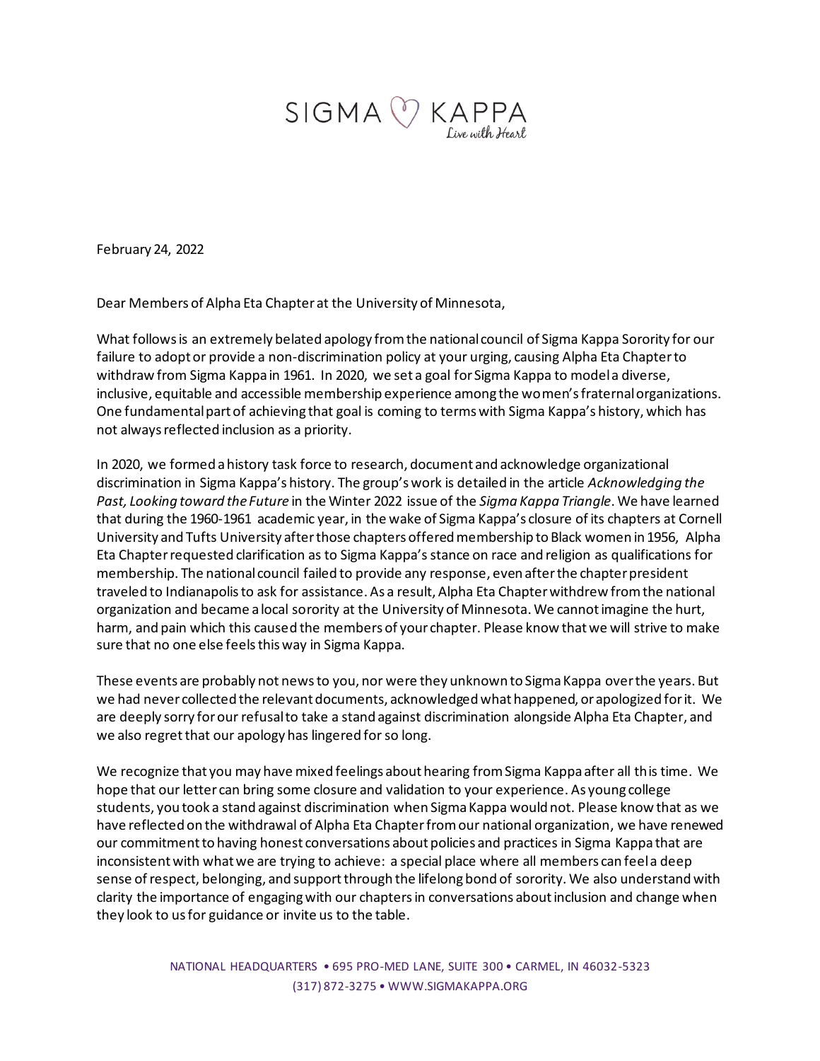SIGMA KAPPA
Live with Heart

February 24, 2022

Dear Members of Alpha Eta Chapter at the University of Minnesota,

What follows is an extremely belated apology from the national council of Sigma Kappa Sorority for our failure to adopt or provide a non-discrimination policy at your urging, causing Alpha Eta Chapter to withdraw from Sigma Kappa in 1961. In 2020, we set a goal for Sigma Kappa to model a diverse, inclusive, equitable and accessible membership experience among the women's fraternal organizations. One fundamental part of achieving that goal is coming to terms with Sigma Kappa's history, which has not always reflected inclusion as a priority.

In 2020, we formed a history task force to research, document and acknowledge organizational discrimination in Sigma Kappa's history. The group's work is detailed in the article *Acknowledging the Past, Looking toward the Future* in the Winter 2022 issue of the *Sigma Kappa Triangle*. We have learned that during the 1960-1961 academic year, in the wake of Sigma Kappa's closure of its chapters at Cornell University and Tufts University after those chapters offered membership to Black women in 1956, Alpha Eta Chapter requested clarification as to Sigma Kappa's stance on race and religion as qualifications for membership. The national council failed to provide any response, even after the chapter president traveled to Indianapolis to ask for assistance. As a result, Alpha Eta Chapter withdrew from the national organization and became a local sorority at the University of Minnesota. We cannot imagine the hurt, harm, and pain which this caused the members of your chapter. Please know that we will strive to make sure that no one else feels this way in Sigma Kappa.

These events are probably not news to you, nor were they unknown to Sigma Kappa over the years. But we had never collected the relevant documents, acknowledged what happened, or apologized for it. We are deeply sorry for our refusal to take a stand against discrimination alongside Alpha Eta Chapter, and we also regret that our apology has lingered for so long.

We recognize that you may have mixed feelings about hearing from Sigma Kappa after all this time. We hope that our letter can bring some closure and validation to your experience. As young college students, you took a stand against discrimination when Sigma Kappa would not. Please know that as we have reflected on the withdrawal of Alpha Eta Chapter from our national organization, we have renewed our commitment to having honest conversations about policies and practices in Sigma Kappa that are inconsistent with what we are trying to achieve: a special place where all members can feel a deep sense of respect, belonging, and support through the lifelong bond of sorority. We also understand with clarity the importance of engaging with our chapters in conversations about inclusion and change when they look to us for guidance or invite us to the table.

NATIONAL HEADQUARTERS • 695 PRO-MED LANE, SUITE 300 • CARMEL, IN 46032-5323
(317) 872-3275 • WWW.SIGMAKAPPA.ORG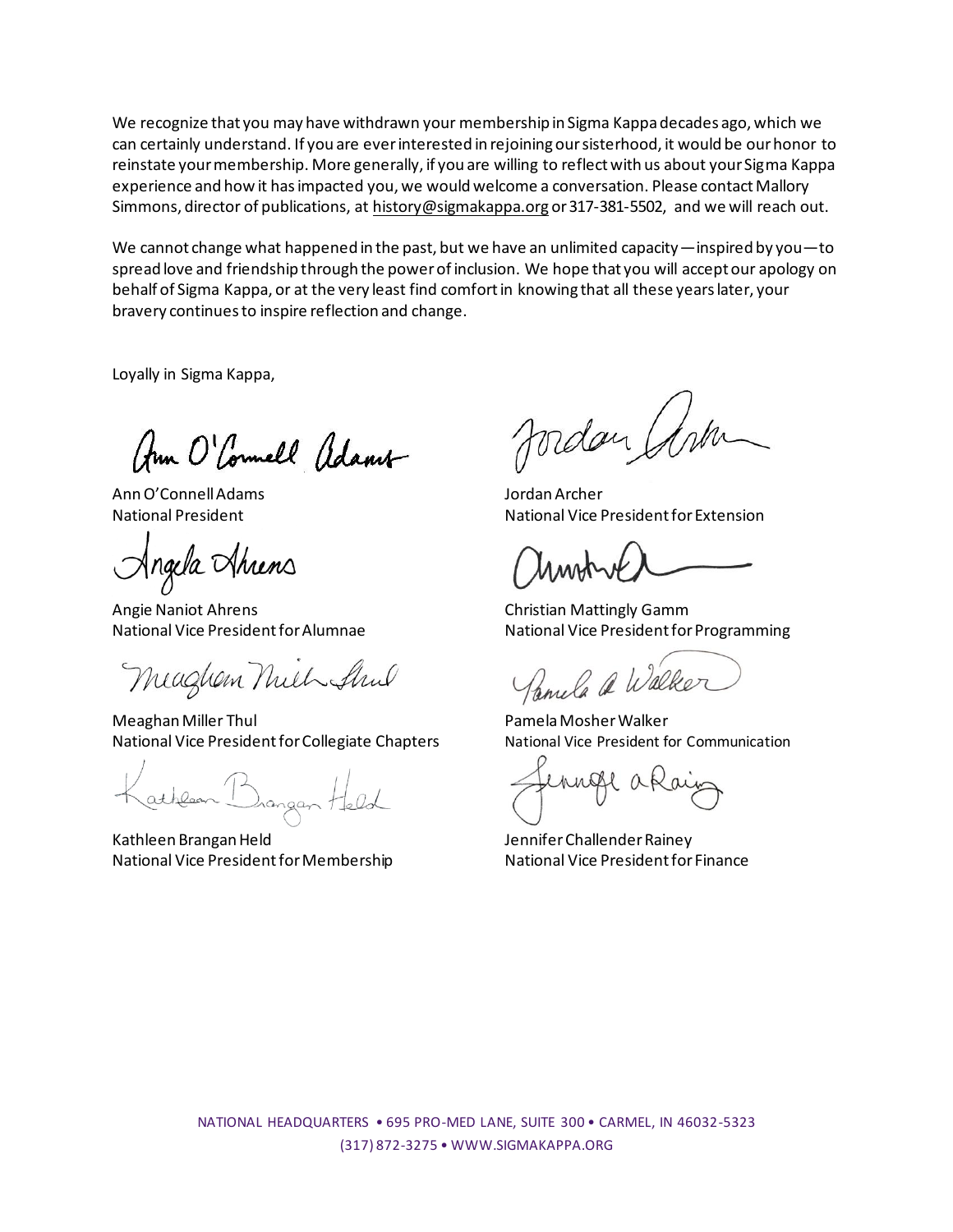We recognize that you may have withdrawn your membership in Sigma Kappa decades ago, which we can certainly understand. If you are ever interested in rejoining our sisterhood, it would be our honor to reinstate your membership. More generally, if you are willing to reflect with us about your Sigma Kappa experience and how it has impacted you, we would welcome a conversation. Please contact Mallory Simmons, director of publications, at history@sigmakappa.org or 317-381-5502, and we will reach out.

We cannot change what happened in the past, but we have an unlimited capacity — inspired by you — to spread love and friendship through the power of inclusion. We hope that you will accept our apology on behalf of Sigma Kappa, or at the very least find comfort in knowing that all these years later, your bravery continues to inspire reflection and change.

Loyally in Sigma Kappa,

Ann O'Connell Adams
National President

Jordan Archer
National Vice President for Extension

Angie Naniot Ahrens
National Vice President for Alumnae

Christian Mattingly Gamm
National Vice President for Programming

Meaghan Miller Thul
National Vice President for Collegiate Chapters

Pamela Mosher Walker
National Vice President for Communication

Kathleen Brangan Held
National Vice President for Membership

Jennifer Challender Rainey
National Vice President for Finance

NATIONAL HEADQUARTERS • 695 PRO-MED LANE, SUITE 300 • CARMEL, IN 46032-5323
(317) 872-3275 • WWW.SIGMAKAPPA.ORG